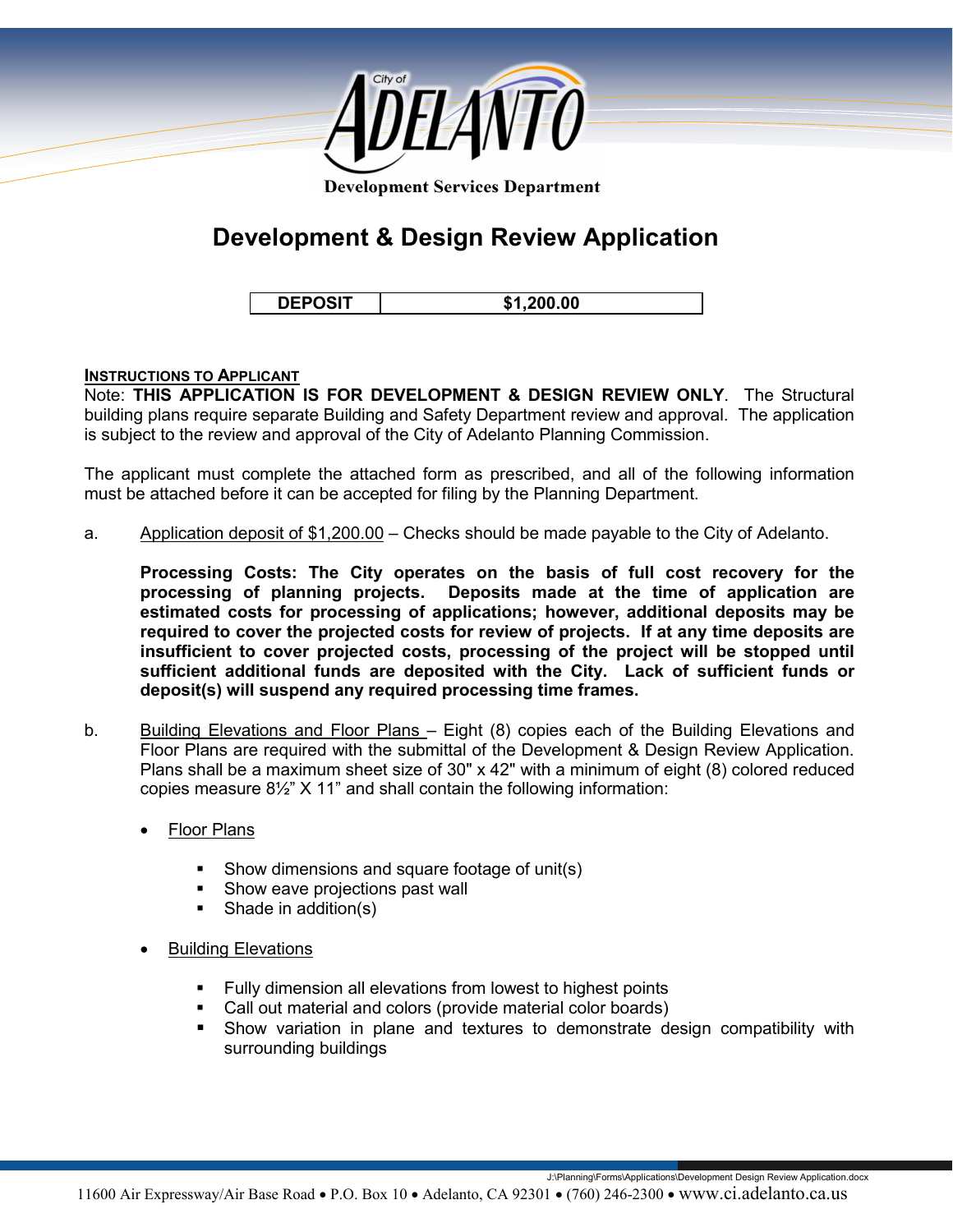City of ADELANTO

Development Services Department

# Development & Design Review Application

| DEPOSIT | $1,200.00 |
| --- | --- |

**INSTRUCTIONS TO APPLICANT**

Note: **THIS APPLICATION IS FOR DEVELOPMENT & DESIGN REVIEW ONLY**. The Structural building plans require separate Building and Safety Department review and approval. The application is subject to the review and approval of the City of Adelanto Planning Commission.

The applicant must complete the attached form as prescribed, and all of the following information must be attached before it can be accepted for filing by the Planning Department.

a. Application deposit of $1,200.00 – Checks should be made payable to the City of Adelanto.

**Processing Costs: The City operates on the basis of full cost recovery for the processing of planning projects. Deposits made at the time of application are estimated costs for processing of applications; however, additional deposits may be required to cover the projected costs for review of projects. If at any time deposits are insufficient to cover projected costs, processing of the project will be stopped until sufficient additional funds are deposited with the City. Lack of sufficient funds or deposit(s) will suspend any required processing time frames.**

b. Building Elevations and Floor Plans – Eight (8) copies each of the Building Elevations and Floor Plans are required with the submittal of the Development & Design Review Application. Plans shall be a maximum sheet size of 30" x 42" with a minimum of eight (8) colored reduced copies measure 8½" X 11" and shall contain the following information:

- Floor Plans
  - Show dimensions and square footage of unit(s)
  - Show eave projections past wall
  - Shade in addition(s)
- Building Elevations
  - Fully dimension all elevations from lowest to highest points
  - Call out material and colors (provide material color boards)
  - Show variation in plane and textures to demonstrate design compatibility with surrounding buildings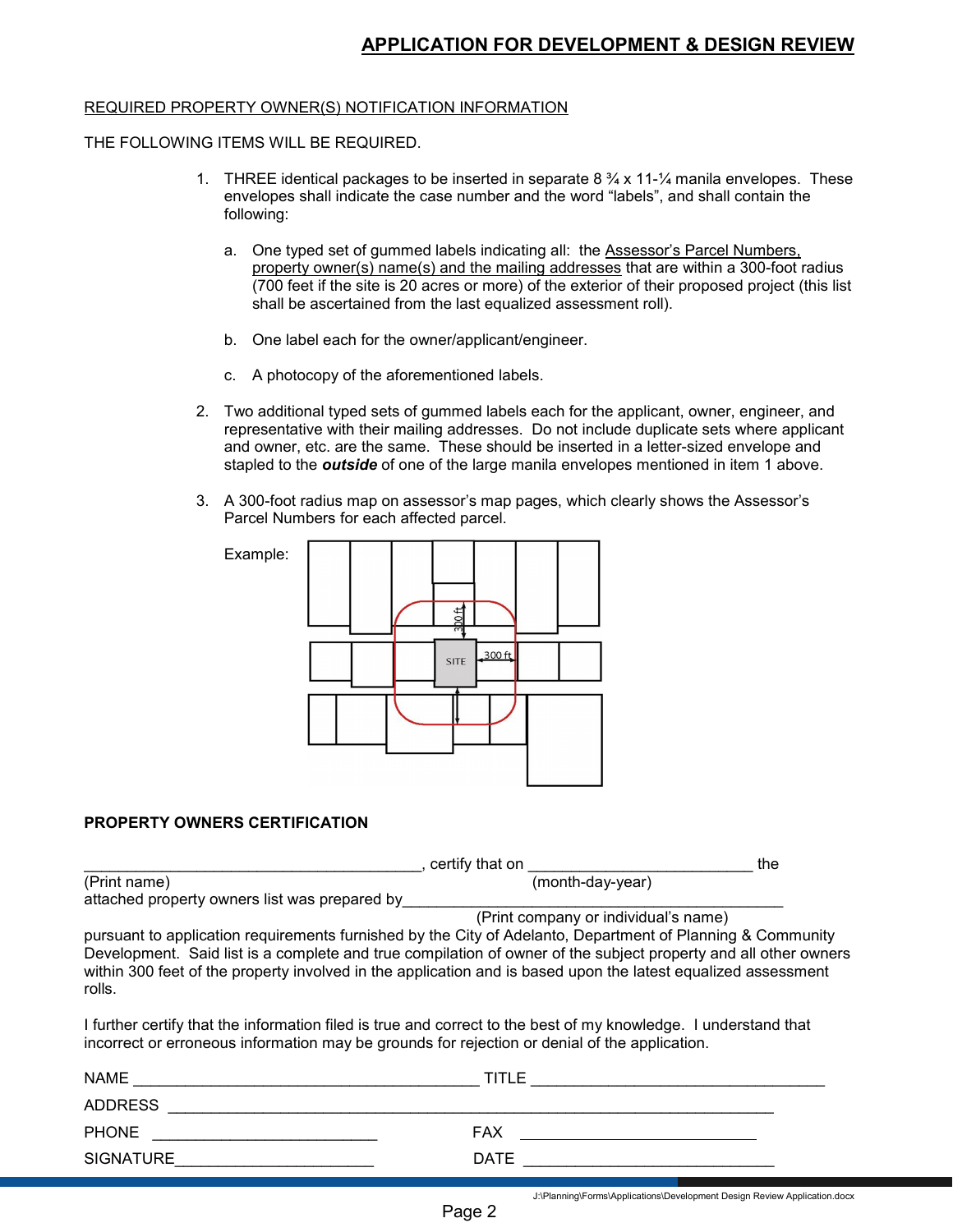## APPLICATION FOR DEVELOPMENT & DESIGN REVIEW

REQUIRED PROPERTY OWNER(S) NOTIFICATION INFORMATION

THE FOLLOWING ITEMS WILL BE REQUIRED.

1. THREE identical packages to be inserted in separate 8 ¾ x 11-¼ manila envelopes. These envelopes shall indicate the case number and the word "labels", and shall contain the following:

   a. One typed set of gummed labels indicating all: the Assessor's Parcel Numbers, property owner(s) name(s) and the mailing addresses that are within a 300-foot radius (700 feet if the site is 20 acres or more) of the exterior of their proposed project (this list shall be ascertained from the last equalized assessment roll).

   b. One label each for the owner/applicant/engineer.

   c. A photocopy of the aforementioned labels.

2. Two additional typed sets of gummed labels each for the applicant, owner, engineer, and representative with their mailing addresses. Do not include duplicate sets where applicant and owner, etc. are the same. These should be inserted in a letter-sized envelope and stapled to the ***outside*** of one of the large manila envelopes mentioned in item 1 above.

3. A 300-foot radius map on assessor's map pages, which clearly shows the Assessor's Parcel Numbers for each affected parcel.

   Example:

### PROPERTY OWNERS CERTIFICATION

_______________________________________, certify that on __________________________ the
(Print name) (month-day-year)
attached property owners list was prepared by____________________________________________
(Print company or individual's name)
pursuant to application requirements furnished by the City of Adelanto, Department of Planning & Community Development. Said list is a complete and true compilation of owner of the subject property and all other owners within 300 feet of the property involved in the application and is based upon the latest equalized assessment rolls.

I further certify that the information filed is true and correct to the best of my knowledge. I understand that incorrect or erroneous information may be grounds for rejection or denial of the application.

NAME ________________________________________ TITLE __________________________________

ADDRESS ___________________________________________________________________________

PHONE __________________________ FAX ____________________________

SIGNATURE_______________________ DATE _____________________________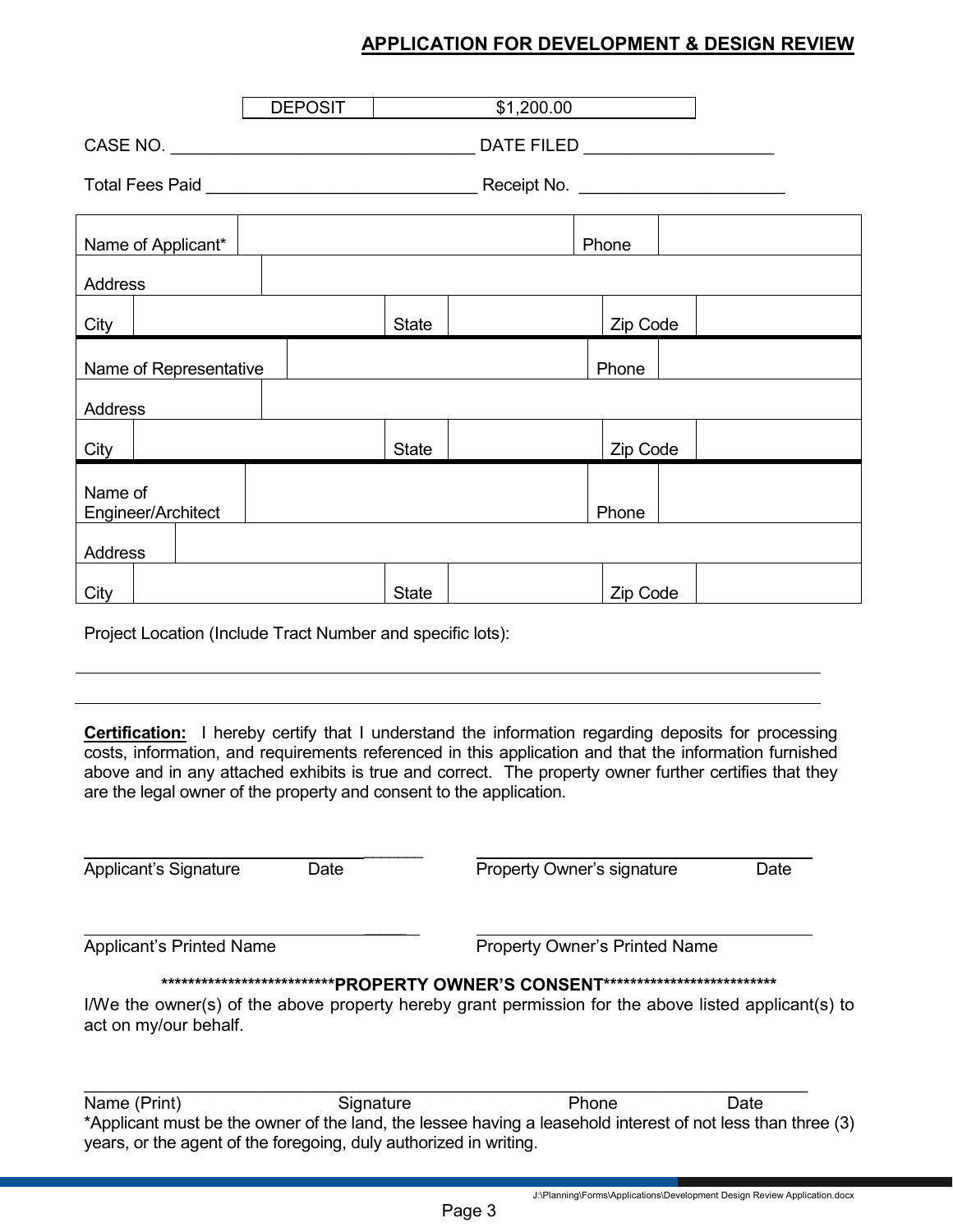## APPLICATION FOR DEVELOPMENT & DESIGN REVIEW

| DEPOSIT | $1,200.00 |
|---|---|

CASE NO. ________________________________ DATE FILED ____________________

Total Fees Paid ____________________________ Receipt No. _____________________

| | | | |
|---|---|---|---|
| Name of Applicant* | | Phone | |
| Address | | | |
| City | | State | | Zip Code | |
| Name of Representative | | Phone | |
| Address | | | |
| City | | State | | Zip Code | |
| Name of Engineer/Architect | | Phone | |
| Address | | | |
| City | | State | | Zip Code | |

Project Location (Include Tract Number and specific lots):

______________________________________________________________________________

______________________________________________________________________________

**Certification:** I hereby certify that I understand the information regarding deposits for processing costs, information, and requirements referenced in this application and that the information furnished above and in any attached exhibits is true and correct. The property owner further certifies that they are the legal owner of the property and consent to the application.

______________________________________ ______________________________________
Applicant's Signature Date Property Owner's signature Date

______________________________________ ______________________________________
Applicant's Printed Name Property Owner's Printed Name

**\*\*\*\*\*\*\*\*\*\*\*\*\*\*\*\*\*\*\*\*\*\*\*\*\*\*PROPERTY OWNER'S CONSENT\*\*\*\*\*\*\*\*\*\*\*\*\*\*\*\*\*\*\*\*\*\*\*\*\*\***

I/We the owner(s) of the above property hereby grant permission for the above listed applicant(s) to act on my/our behalf.

______________________________________________________________________________
Name (Print) Signature Phone Date

*Applicant must be the owner of the land, the lessee having a leasehold interest of not less than three (3) years, or the agent of the foregoing, duly authorized in writing.

J:\Planning\Forms\Applications\Development Design Review Application.docx